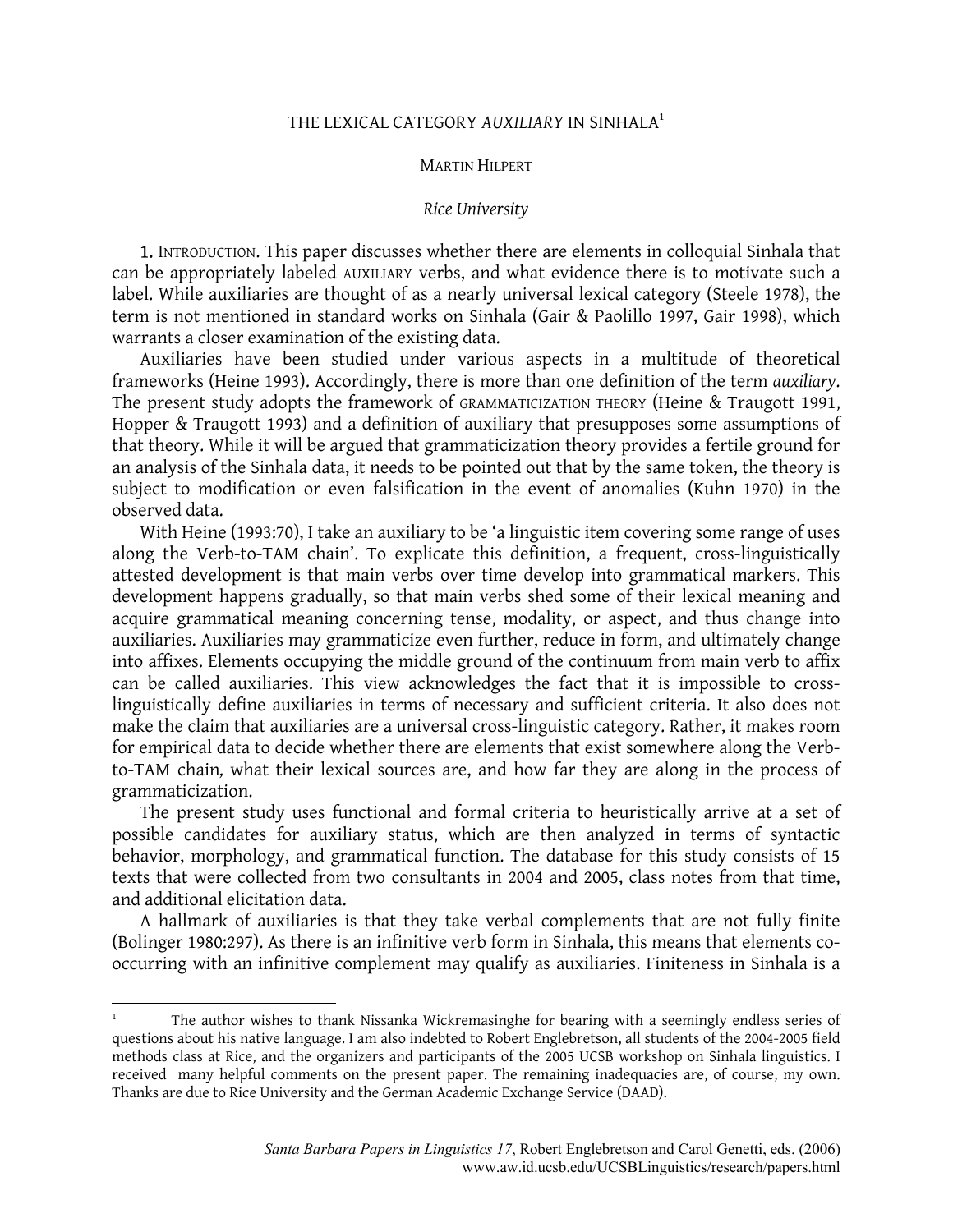# THE LEXICAL CATEGORY *AUXILIARY* IN SINHALA[1]

MARTIN HILPERT

*Rice University*

1. INTRODUCTION. This paper discusses whether there are elements in colloquial Sinhala that can be appropriately labeled AUXILIARY verbs, and what evidence there is to motivate such a label. While auxiliaries are thought of as a nearly universal lexical category (Steele 1978), the term is not mentioned in standard works on Sinhala (Gair & Paolillo 1997, Gair 1998), which warrants a closer examination of the existing data.

Auxiliaries have been studied under various aspects in a multitude of theoretical frameworks (Heine 1993). Accordingly, there is more than one definition of the term *auxiliary*. The present study adopts the framework of GRAMMATICIZATION THEORY (Heine & Traugott 1991, Hopper & Traugott 1993) and a definition of auxiliary that presupposes some assumptions of that theory. While it will be argued that grammaticization theory provides a fertile ground for an analysis of the Sinhala data, it needs to be pointed out that by the same token, the theory is subject to modification or even falsification in the event of anomalies (Kuhn 1970) in the observed data.

With Heine (1993:70), I take an auxiliary to be 'a linguistic item covering some range of uses along the Verb-to-TAM chain'. To explicate this definition, a frequent, cross-linguistically attested development is that main verbs over time develop into grammatical markers. This development happens gradually, so that main verbs shed some of their lexical meaning and acquire grammatical meaning concerning tense, modality, or aspect, and thus change into auxiliaries. Auxiliaries may grammaticize even further, reduce in form, and ultimately change into affixes. Elements occupying the middle ground of the continuum from main verb to affix can be called auxiliaries. This view acknowledges the fact that it is impossible to cross-linguistically define auxiliaries in terms of necessary and sufficient criteria. It also does not make the claim that auxiliaries are a universal cross-linguistic category. Rather, it makes room for empirical data to decide whether there are elements that exist somewhere along the Verb-to-TAM chain*,* what their lexical sources are, and how far they are along in the process of grammaticization.

The present study uses functional and formal criteria to heuristically arrive at a set of possible candidates for auxiliary status, which are then analyzed in terms of syntactic behavior, morphology, and grammatical function. The database for this study consists of 15 texts that were collected from two consultants in 2004 and 2005, class notes from that time, and additional elicitation data.

A hallmark of auxiliaries is that they take verbal complements that are not fully finite (Bolinger 1980:297). As there is an infinitive verb form in Sinhala, this means that elements co-occurring with an infinitive complement may qualify as auxiliaries. Finiteness in Sinhala is a

---

[1] The author wishes to thank Nissanka Wickremasinghe for bearing with a seemingly endless series of questions about his native language. I am also indebted to Robert Englebretson, all students of the 2004-2005 field methods class at Rice, and the organizers and participants of the 2005 UCSB workshop on Sinhala linguistics. I received many helpful comments on the present paper. The remaining inadequacies are, of course, my own. Thanks are due to Rice University and the German Academic Exchange Service (DAAD).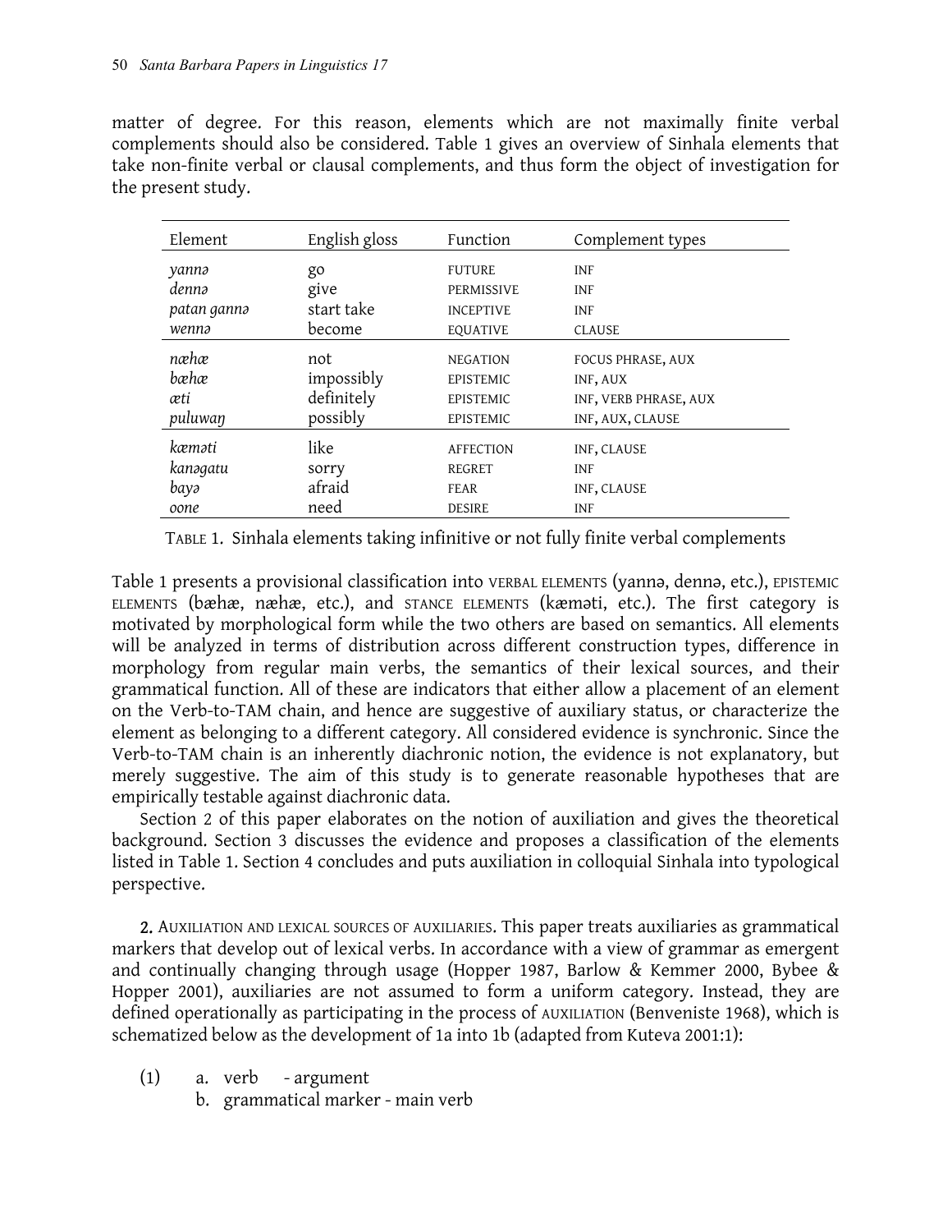matter of degree. For this reason, elements which are not maximally finite verbal complements should also be considered. Table 1 gives an overview of Sinhala elements that take non-finite verbal or clausal complements, and thus form the object of investigation for the present study.

| Element | English gloss | Function | Complement types |
|---|---|---|---|
| *yannə* | go | FUTURE | INF |
| *dennə* | give | PERMISSIVE | INF |
| *patan gannə* | start take | INCEPTIVE | INF |
| *wennə* | become | EQUATIVE | CLAUSE |
| *næhæ* | not | NEGATION | FOCUS PHRASE, AUX |
| *bæhæ* | impossibly | EPISTEMIC | INF, AUX |
| *æti* | definitely | EPISTEMIC | INF, VERB PHRASE, AUX |
| *puluwaŋ* | possibly | EPISTEMIC | INF, AUX, CLAUSE |
| *kæməti* | like | AFFECTION | INF, CLAUSE |
| *kanəgatu* | sorry | REGRET | INF |
| *bayə* | afraid | FEAR | INF, CLAUSE |
| *oone* | need | DESIRE | INF |

TABLE 1. Sinhala elements taking infinitive or not fully finite verbal complements

Table 1 presents a provisional classification into VERBAL ELEMENTS (yannə, dennə, etc.), EPISTEMIC ELEMENTS (bæhæ, næhæ, etc.), and STANCE ELEMENTS (kæməti, etc.). The first category is motivated by morphological form while the two others are based on semantics. All elements will be analyzed in terms of distribution across different construction types, difference in morphology from regular main verbs, the semantics of their lexical sources, and their grammatical function. All of these are indicators that either allow a placement of an element on the Verb-to-TAM chain, and hence are suggestive of auxiliary status, or characterize the element as belonging to a different category. All considered evidence is synchronic. Since the Verb-to-TAM chain is an inherently diachronic notion, the evidence is not explanatory, but merely suggestive. The aim of this study is to generate reasonable hypotheses that are empirically testable against diachronic data.

Section 2 of this paper elaborates on the notion of auxiliation and gives the theoretical background. Section 3 discusses the evidence and proposes a classification of the elements listed in Table 1. Section 4 concludes and puts auxiliation in colloquial Sinhala into typological perspective.

## 2. AUXILIATION AND LEXICAL SOURCES OF AUXILIARIES.

This paper treats auxiliaries as grammatical markers that develop out of lexical verbs. In accordance with a view of grammar as emergent and continually changing through usage (Hopper 1987, Barlow & Kemmer 2000, Bybee & Hopper 2001), auxiliaries are not assumed to form a uniform category. Instead, they are defined operationally as participating in the process of AUXILIATION (Benveniste 1968), which is schematized below as the development of 1a into 1b (adapted from Kuteva 2001:1):

(1) a. verb - argument
    b. grammatical marker - main verb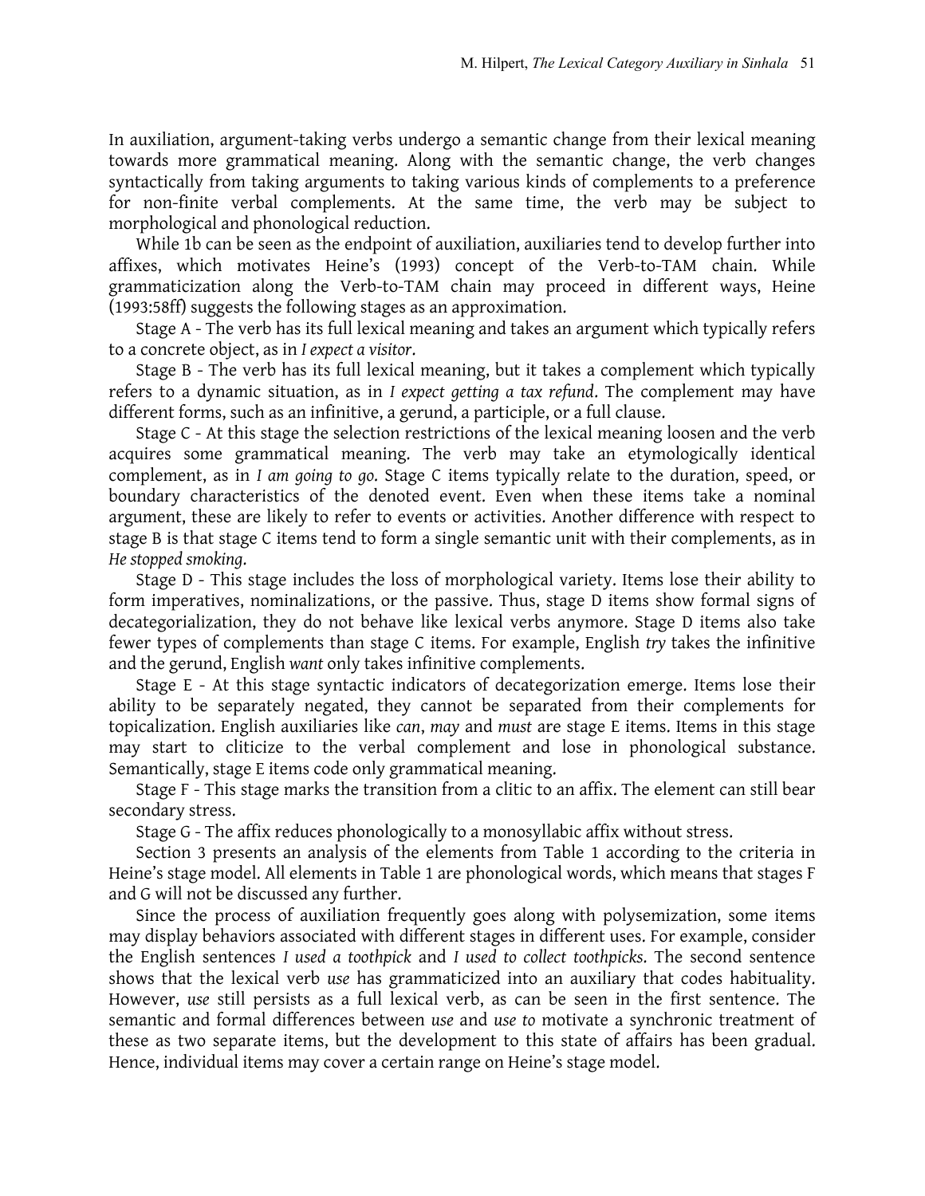In auxiliation, argument-taking verbs undergo a semantic change from their lexical meaning towards more grammatical meaning. Along with the semantic change, the verb changes syntactically from taking arguments to taking various kinds of complements to a preference for non-finite verbal complements. At the same time, the verb may be subject to morphological and phonological reduction.

While 1b can be seen as the endpoint of auxiliation, auxiliaries tend to develop further into affixes, which motivates Heine's (1993) concept of the Verb-to-TAM chain. While grammaticization along the Verb-to-TAM chain may proceed in different ways, Heine (1993:58ff) suggests the following stages as an approximation.

Stage A - The verb has its full lexical meaning and takes an argument which typically refers to a concrete object, as in *I expect a visitor*.

Stage B - The verb has its full lexical meaning, but it takes a complement which typically refers to a dynamic situation, as in *I expect getting a tax refund*. The complement may have different forms, such as an infinitive, a gerund, a participle, or a full clause.

Stage C - At this stage the selection restrictions of the lexical meaning loosen and the verb acquires some grammatical meaning. The verb may take an etymologically identical complement, as in *I am going to go*. Stage C items typically relate to the duration, speed, or boundary characteristics of the denoted event. Even when these items take a nominal argument, these are likely to refer to events or activities. Another difference with respect to stage B is that stage C items tend to form a single semantic unit with their complements, as in *He stopped smoking*.

Stage D - This stage includes the loss of morphological variety. Items lose their ability to form imperatives, nominalizations, or the passive. Thus, stage D items show formal signs of decategorialization, they do not behave like lexical verbs anymore. Stage D items also take fewer types of complements than stage C items. For example, English *try* takes the infinitive and the gerund, English *want* only takes infinitive complements.

Stage E - At this stage syntactic indicators of decategorization emerge. Items lose their ability to be separately negated, they cannot be separated from their complements for topicalization. English auxiliaries like *can*, *may* and *must* are stage E items. Items in this stage may start to cliticize to the verbal complement and lose in phonological substance. Semantically, stage E items code only grammatical meaning.

Stage F - This stage marks the transition from a clitic to an affix. The element can still bear secondary stress.

Stage G - The affix reduces phonologically to a monosyllabic affix without stress.

Section 3 presents an analysis of the elements from Table 1 according to the criteria in Heine's stage model. All elements in Table 1 are phonological words, which means that stages F and G will not be discussed any further.

Since the process of auxiliation frequently goes along with polysemization, some items may display behaviors associated with different stages in different uses. For example, consider the English sentences *I used a toothpick* and *I used to collect toothpicks*. The second sentence shows that the lexical verb *use* has grammaticized into an auxiliary that codes habituality. However, *use* still persists as a full lexical verb, as can be seen in the first sentence. The semantic and formal differences between *use* and *use to* motivate a synchronic treatment of these as two separate items, but the development to this state of affairs has been gradual. Hence, individual items may cover a certain range on Heine's stage model.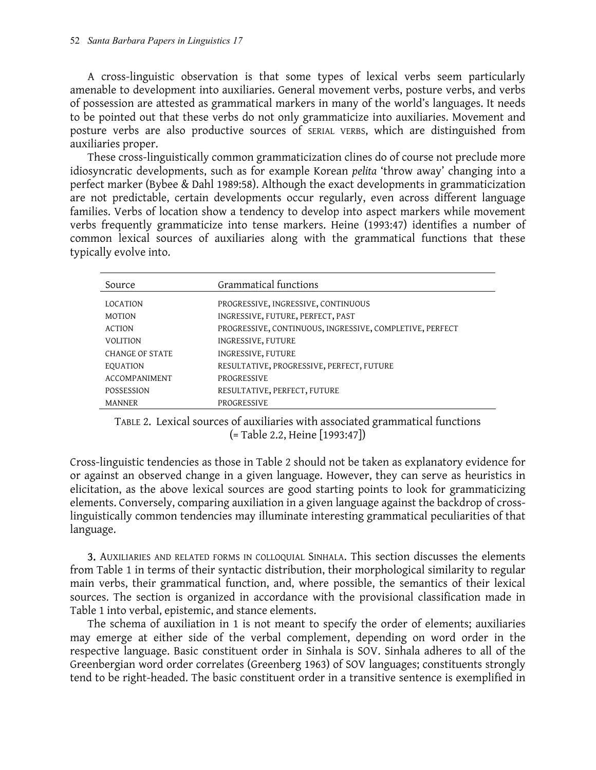A cross-linguistic observation is that some types of lexical verbs seem particularly amenable to development into auxiliaries. General movement verbs, posture verbs, and verbs of possession are attested as grammatical markers in many of the world's languages. It needs to be pointed out that these verbs do not only grammaticize into auxiliaries. Movement and posture verbs are also productive sources of SERIAL VERBS, which are distinguished from auxiliaries proper.

These cross-linguistically common grammaticization clines do of course not preclude more idiosyncratic developments, such as for example Korean *pelita* 'throw away' changing into a perfect marker (Bybee & Dahl 1989:58). Although the exact developments in grammaticization are not predictable, certain developments occur regularly, even across different language families. Verbs of location show a tendency to develop into aspect markers while movement verbs frequently grammaticize into tense markers. Heine (1993:47) identifies a number of common lexical sources of auxiliaries along with the grammatical functions that these typically evolve into.

| Source | Grammatical functions |
|---|---|
| LOCATION | PROGRESSIVE, INGRESSIVE, CONTINUOUS |
| MOTION | INGRESSIVE, FUTURE, PERFECT, PAST |
| ACTION | PROGRESSIVE, CONTINUOUS, INGRESSIVE, COMPLETIVE, PERFECT |
| VOLITION | INGRESSIVE, FUTURE |
| CHANGE OF STATE | INGRESSIVE, FUTURE |
| EQUATION | RESULTATIVE, PROGRESSIVE, PERFECT, FUTURE |
| ACCOMPANIMENT | PROGRESSIVE |
| POSSESSION | RESULTATIVE, PERFECT, FUTURE |
| MANNER | PROGRESSIVE |

TABLE 2. Lexical sources of auxiliaries with associated grammatical functions (= Table 2.2, Heine [1993:47])

Cross-linguistic tendencies as those in Table 2 should not be taken as explanatory evidence for or against an observed change in a given language. However, they can serve as heuristics in elicitation, as the above lexical sources are good starting points to look for grammaticizing elements. Conversely, comparing auxiliation in a given language against the backdrop of cross-linguistically common tendencies may illuminate interesting grammatical peculiarities of that language.

**3.** AUXILIARIES AND RELATED FORMS IN COLLOQUIAL SINHALA. This section discusses the elements from Table 1 in terms of their syntactic distribution, their morphological similarity to regular main verbs, their grammatical function, and, where possible, the semantics of their lexical sources. The section is organized in accordance with the provisional classification made in Table 1 into verbal, epistemic, and stance elements.

The schema of auxiliation in 1 is not meant to specify the order of elements; auxiliaries may emerge at either side of the verbal complement, depending on word order in the respective language. Basic constituent order in Sinhala is SOV. Sinhala adheres to all of the Greenbergian word order correlates (Greenberg 1963) of SOV languages; constituents strongly tend to be right-headed. The basic constituent order in a transitive sentence is exemplified in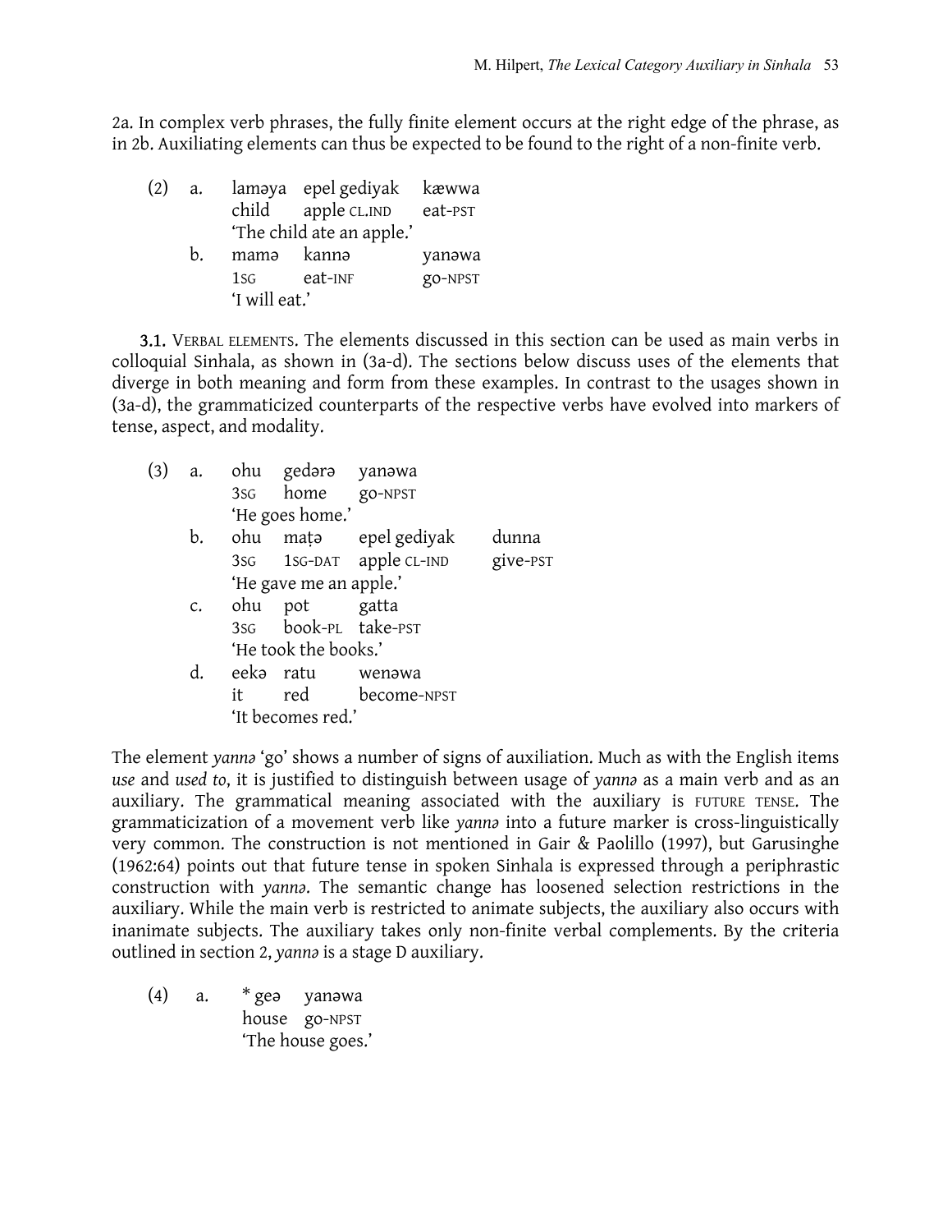2a. In complex verb phrases, the fully finite element occurs at the right edge of the phrase, as in 2b. Auxiliating elements can thus be expected to be found to the right of a non-finite verb.

(2) a. laməya epel gediyak kæwwa
   child apple CL.IND eat-PST
   'The child ate an apple.'

  b. mamə kannə yanəwa
   1SG eat-INF go-NPST
   'I will eat.'

3.1. VERBAL ELEMENTS. The elements discussed in this section can be used as main verbs in colloquial Sinhala, as shown in (3a-d). The sections below discuss uses of the elements that diverge in both meaning and form from these examples. In contrast to the usages shown in (3a-d), the grammaticized counterparts of the respective verbs have evolved into markers of tense, aspect, and modality.

(3) a. ohu gedərə yanəwa
   3SG home go-NPST
   'He goes home.'

  b. ohu maṭə epel gediyak dunna
   3SG 1SG-DAT apple CL-IND give-PST
   'He gave me an apple.'

  c. ohu pot gatta
   3SG book-PL take-PST
   'He took the books.'

  d. eekə ratu wenəwa
   it red become-NPST
   'It becomes red.'

The element *yannə* 'go' shows a number of signs of auxiliation. Much as with the English items *use* and *used to*, it is justified to distinguish between usage of *yannə* as a main verb and as an auxiliary. The grammatical meaning associated with the auxiliary is FUTURE TENSE. The grammaticization of a movement verb like *yannə* into a future marker is cross-linguistically very common. The construction is not mentioned in Gair & Paolillo (1997), but Garusinghe (1962:64) points out that future tense in spoken Sinhala is expressed through a periphrastic construction with *yannə*. The semantic change has loosened selection restrictions in the auxiliary. While the main verb is restricted to animate subjects, the auxiliary also occurs with inanimate subjects. The auxiliary takes only non-finite verbal complements. By the criteria outlined in section 2, *yannə* is a stage D auxiliary.

(4) a. * geə yanəwa
   house go-NPST
   'The house goes.'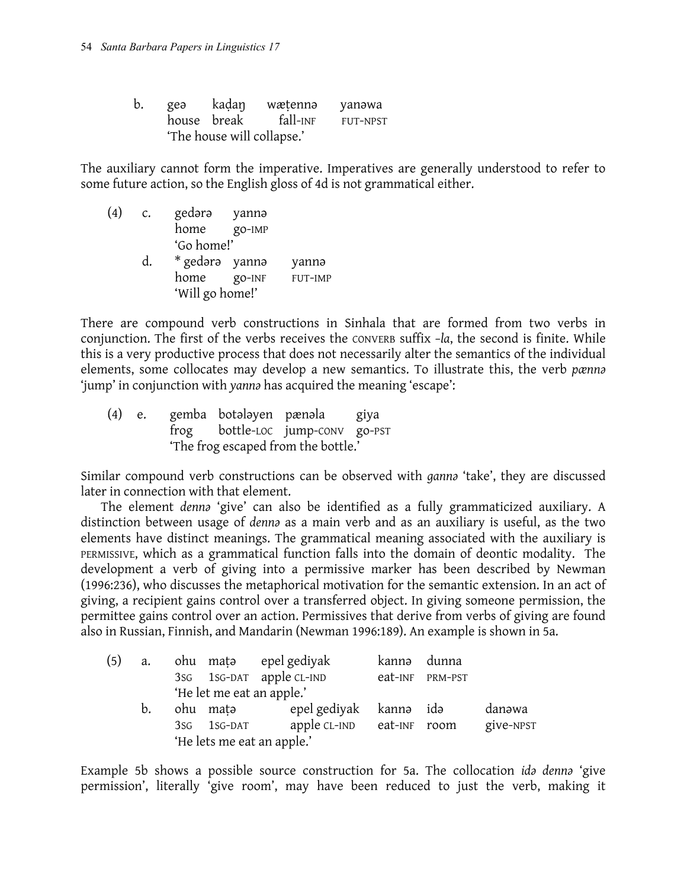b. gеə kaḍaŋ wæṭennə yanəwa
house break fall-INF FUT-NPST
'The house will collapse.'

The auxiliary cannot form the imperative. Imperatives are generally understood to refer to some future action, so the English gloss of 4d is not grammatical either.

(4) c. gedərə yannə
home go-IMP
'Go home!'

d. * gedərə yannə yannə
home go-INF FUT-IMP
'Will go home!'

There are compound verb constructions in Sinhala that are formed from two verbs in conjunction. The first of the verbs receives the CONVERB suffix *-la*, the second is finite. While this is a very productive process that does not necessarily alter the semantics of the individual elements, some collocates may develop a new semantics. To illustrate this, the verb *pænnə* 'jump' in conjunction with *yannə* has acquired the meaning 'escape':

(4) e. gemba botələyen pænəla giya
frog bottle-LOC jump-CONV go-PST
'The frog escaped from the bottle.'

Similar compound verb constructions can be observed with *gannə* 'take', they are discussed later in connection with that element.

The element *dennə* 'give' can also be identified as a fully grammaticized auxiliary. A distinction between usage of *dennə* as a main verb and as an auxiliary is useful, as the two elements have distinct meanings. The grammatical meaning associated with the auxiliary is PERMISSIVE, which as a grammatical function falls into the domain of deontic modality. The development a verb of giving into a permissive marker has been described by Newman (1996:236), who discusses the metaphorical motivation for the semantic extension. In an act of giving, a recipient gains control over a transferred object. In giving someone permission, the permittee gains control over an action. Permissives that derive from verbs of giving are found also in Russian, Finnish, and Mandarin (Newman 1996:189). An example is shown in 5a.

(5) a. ohu maṭə epel gediyak kannə dunna
3SG 1SG-DAT apple CL-IND eat-INF PRM-PST
'He let me eat an apple.'

b. ohu maṭə epel gediyak kannə idə danəwa
3SG 1SG-DAT apple CL-IND eat-INF room give-NPST
'He lets me eat an apple.'

Example 5b shows a possible source construction for 5a. The collocation *idə dennə* 'give permission', literally 'give room', may have been reduced to just the verb, making it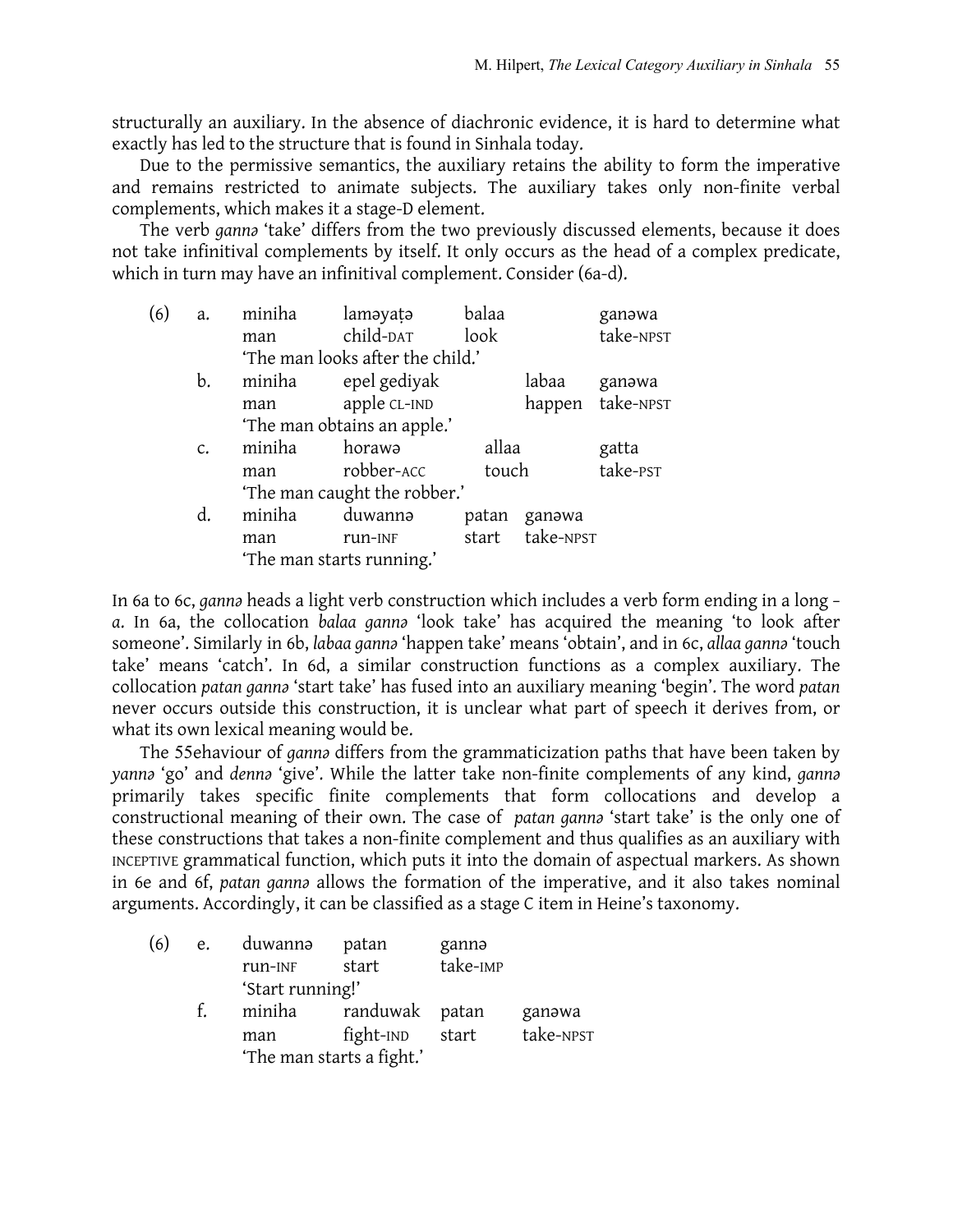structurally an auxiliary. In the absence of diachronic evidence, it is hard to determine what exactly has led to the structure that is found in Sinhala today.

Due to the permissive semantics, the auxiliary retains the ability to form the imperative and remains restricted to animate subjects. The auxiliary takes only non-finite verbal complements, which makes it a stage-D element.

The verb *gannə* 'take' differs from the two previously discussed elements, because it does not take infinitival complements by itself. It only occurs as the head of a complex predicate, which in turn may have an infinitival complement. Consider (6a-d).

(6) a. miniha laməyaṭə balaa ganəwa  
man child-DAT look take-NPST  
'The man looks after the child.'

b. miniha epel gediyak labaa ganəwa  
man apple CL-IND happen take-NPST  
'The man obtains an apple.'

c. miniha horawə allaa gatta  
man robber-ACC touch take-PST  
'The man caught the robber.'

d. miniha duwannə patan ganəwa  
man run-INF start take-NPST  
'The man starts running.'

In 6a to 6c, *gannə* heads a light verb construction which includes a verb form ending in a long –*a*. In 6a, the collocation *balaa gannə* 'look take' has acquired the meaning 'to look after someone'. Similarly in 6b, *labaa gannə* 'happen take' means 'obtain', and in 6c, *allaa gannə* 'touch take' means 'catch'. In 6d, a similar construction functions as a complex auxiliary. The collocation *patan gannə* 'start take' has fused into an auxiliary meaning 'begin'. The word *patan* never occurs outside this construction, it is unclear what part of speech it derives from, or what its own lexical meaning would be.

The 55ehaviour of *gannə* differs from the grammaticization paths that have been taken by *yannə* 'go' and *dennə* 'give'. While the latter take non-finite complements of any kind, *gannə* primarily takes specific finite complements that form collocations and develop a constructional meaning of their own. The case of *patan gannə* 'start take' is the only one of these constructions that takes a non-finite complement and thus qualifies as an auxiliary with INCEPTIVE grammatical function, which puts it into the domain of aspectual markers. As shown in 6e and 6f, *patan gannə* allows the formation of the imperative, and it also takes nominal arguments. Accordingly, it can be classified as a stage C item in Heine's taxonomy.

(6) e. duwannə patan gannə  
run-INF start take-IMP  
'Start running!'

f. miniha randuwak patan ganəwa  
man fight-IND start take-NPST  
'The man starts a fight.'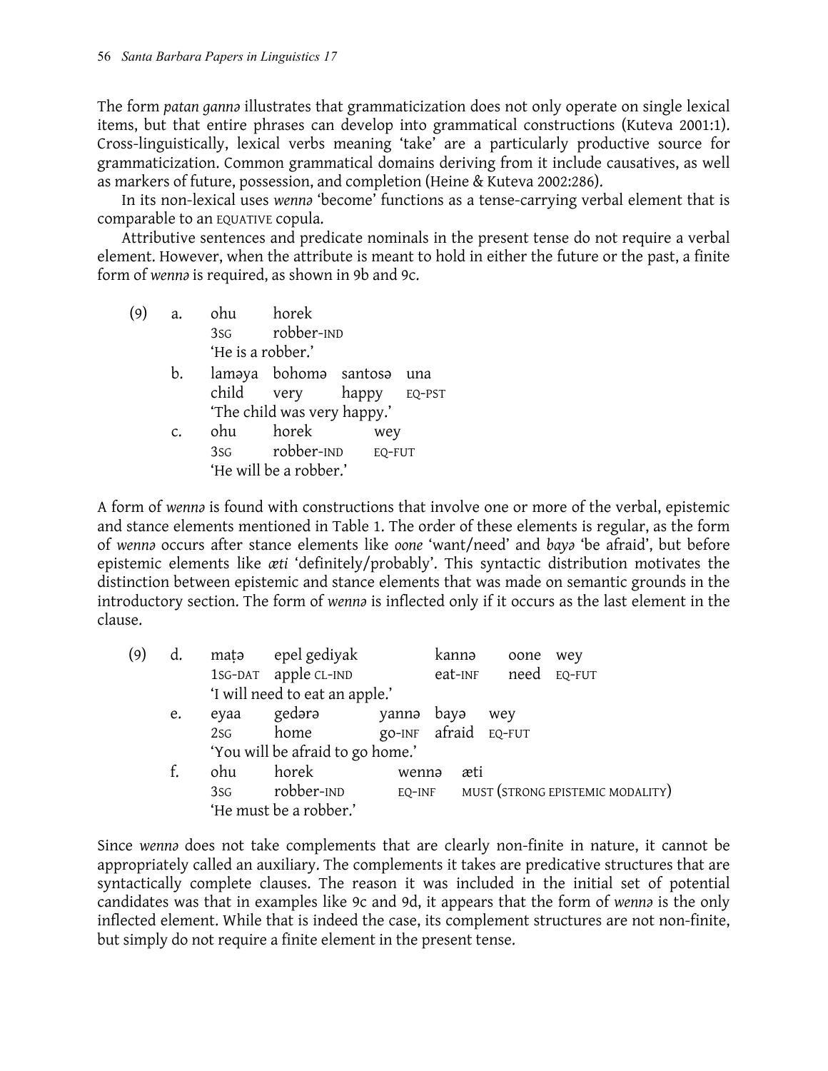The form *patan gannə* illustrates that grammaticization does not only operate on single lexical items, but that entire phrases can develop into grammatical constructions (Kuteva 2001:1). Cross-linguistically, lexical verbs meaning 'take' are a particularly productive source for grammaticization. Common grammatical domains deriving from it include causatives, as well as markers of future, possession, and completion (Heine & Kuteva 2002:286).

In its non-lexical uses *wennə* 'become' functions as a tense-carrying verbal element that is comparable to an EQUATIVE copula.

Attributive sentences and predicate nominals in the present tense do not require a verbal element. However, when the attribute is meant to hold in either the future or the past, a finite form of *wennə* is required, as shown in 9b and 9c.

(9) a. ohu horek
3SG robber-IND
'He is a robber.'

b. laməya bohomə santosə una
child very happy EQ-PST
'The child was very happy.'

c. ohu horek wey
3SG robber-IND EQ-FUT
'He will be a robber.'

A form of *wennə* is found with constructions that involve one or more of the verbal, epistemic and stance elements mentioned in Table 1. The order of these elements is regular, as the form of *wennə* occurs after stance elements like *oone* 'want/need' and *bayə* 'be afraid', but before epistemic elements like *æti* 'definitely/probably'. This syntactic distribution motivates the distinction between epistemic and stance elements that was made on semantic grounds in the introductory section. The form of *wennə* is inflected only if it occurs as the last element in the clause.

(9) d. maṭə epel gediyak kannə oone wey
1SG-DAT apple CL-IND eat-INF need EQ-FUT
'I will need to eat an apple.'

e. eyaa gedərə yannə bayə wey
2SG home go-INF afraid EQ-FUT
'You will be afraid to go home.'

f. ohu horek wennə æti
3SG robber-IND EQ-INF MUST (STRONG EPISTEMIC MODALITY)
'He must be a robber.'

Since *wennə* does not take complements that are clearly non-finite in nature, it cannot be appropriately called an auxiliary. The complements it takes are predicative structures that are syntactically complete clauses. The reason it was included in the initial set of potential candidates was that in examples like 9c and 9d, it appears that the form of *wennə* is the only inflected element. While that is indeed the case, its complement structures are not non-finite, but simply do not require a finite element in the present tense.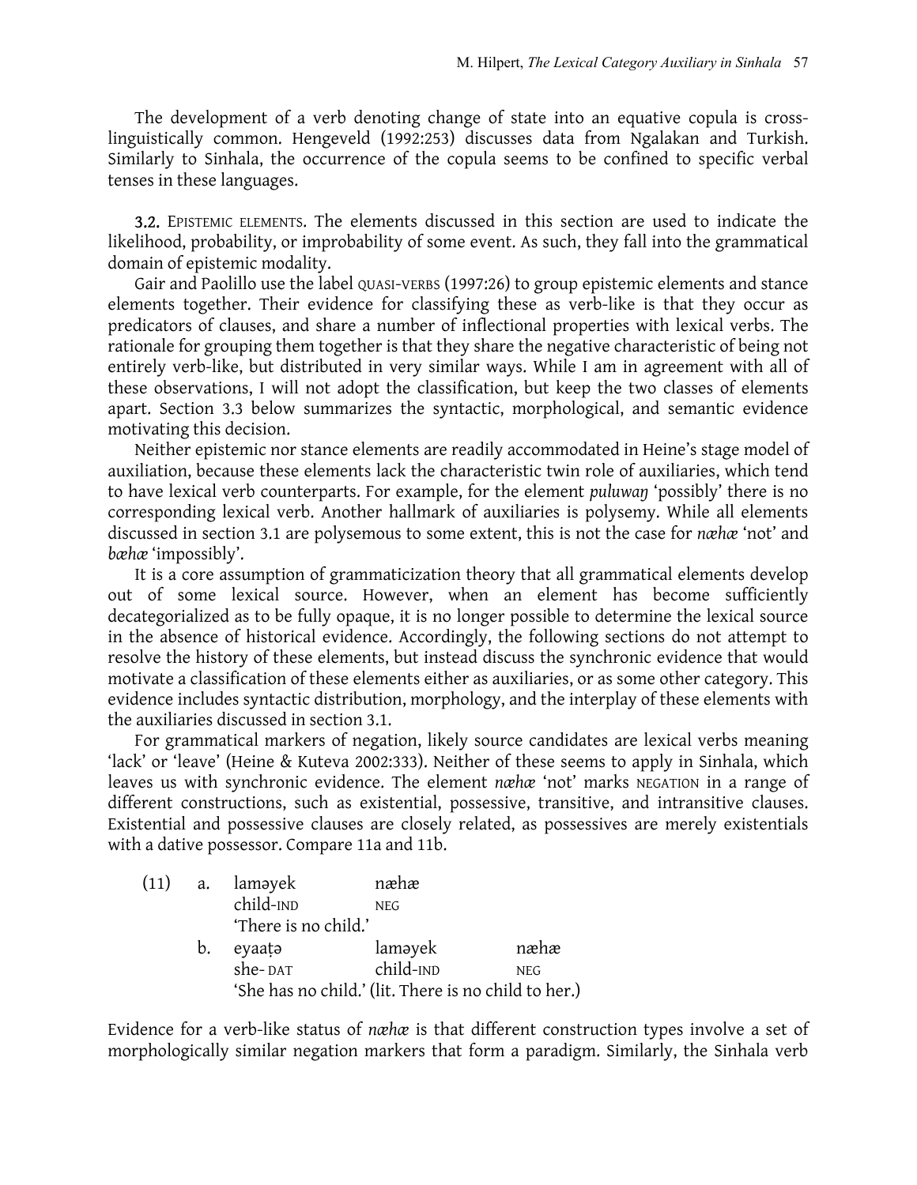The development of a verb denoting change of state into an equative copula is cross-linguistically common. Hengeveld (1992:253) discusses data from Ngalakan and Turkish. Similarly to Sinhala, the occurrence of the copula seems to be confined to specific verbal tenses in these languages.

**3.2.** EPISTEMIC ELEMENTS. The elements discussed in this section are used to indicate the likelihood, probability, or improbability of some event. As such, they fall into the grammatical domain of epistemic modality.

Gair and Paolillo use the label QUASI-VERBS (1997:26) to group epistemic elements and stance elements together. Their evidence for classifying these as verb-like is that they occur as predicators of clauses, and share a number of inflectional properties with lexical verbs. The rationale for grouping them together is that they share the negative characteristic of being not entirely verb-like, but distributed in very similar ways. While I am in agreement with all of these observations, I will not adopt the classification, but keep the two classes of elements apart. Section 3.3 below summarizes the syntactic, morphological, and semantic evidence motivating this decision.

Neither epistemic nor stance elements are readily accommodated in Heine's stage model of auxiliation, because these elements lack the characteristic twin role of auxiliaries, which tend to have lexical verb counterparts. For example, for the element *puluwaŋ* 'possibly' there is no corresponding lexical verb. Another hallmark of auxiliaries is polysemy. While all elements discussed in section 3.1 are polysemous to some extent, this is not the case for *næhæ* 'not' and *bæhæ* 'impossibly'.

It is a core assumption of grammaticization theory that all grammatical elements develop out of some lexical source. However, when an element has become sufficiently decategorialized as to be fully opaque, it is no longer possible to determine the lexical source in the absence of historical evidence. Accordingly, the following sections do not attempt to resolve the history of these elements, but instead discuss the synchronic evidence that would motivate a classification of these elements either as auxiliaries, or as some other category. This evidence includes syntactic distribution, morphology, and the interplay of these elements with the auxiliaries discussed in section 3.1.

For grammatical markers of negation, likely source candidates are lexical verbs meaning 'lack' or 'leave' (Heine & Kuteva 2002:333). Neither of these seems to apply in Sinhala, which leaves us with synchronic evidence. The element *næhæ* 'not' marks NEGATION in a range of different constructions, such as existential, possessive, transitive, and intransitive clauses. Existential and possessive clauses are closely related, as possessives are merely existentials with a dative possessor. Compare 11a and 11b.

(11) a. laməyek næhæ
   child-IND NEG
   'There is no child.'

b. eyaaṭə laməyek næhæ
   she- DAT child-IND NEG
   'She has no child.' (lit. There is no child to her.)

Evidence for a verb-like status of *næhæ* is that different construction types involve a set of morphologically similar negation markers that form a paradigm. Similarly, the Sinhala verb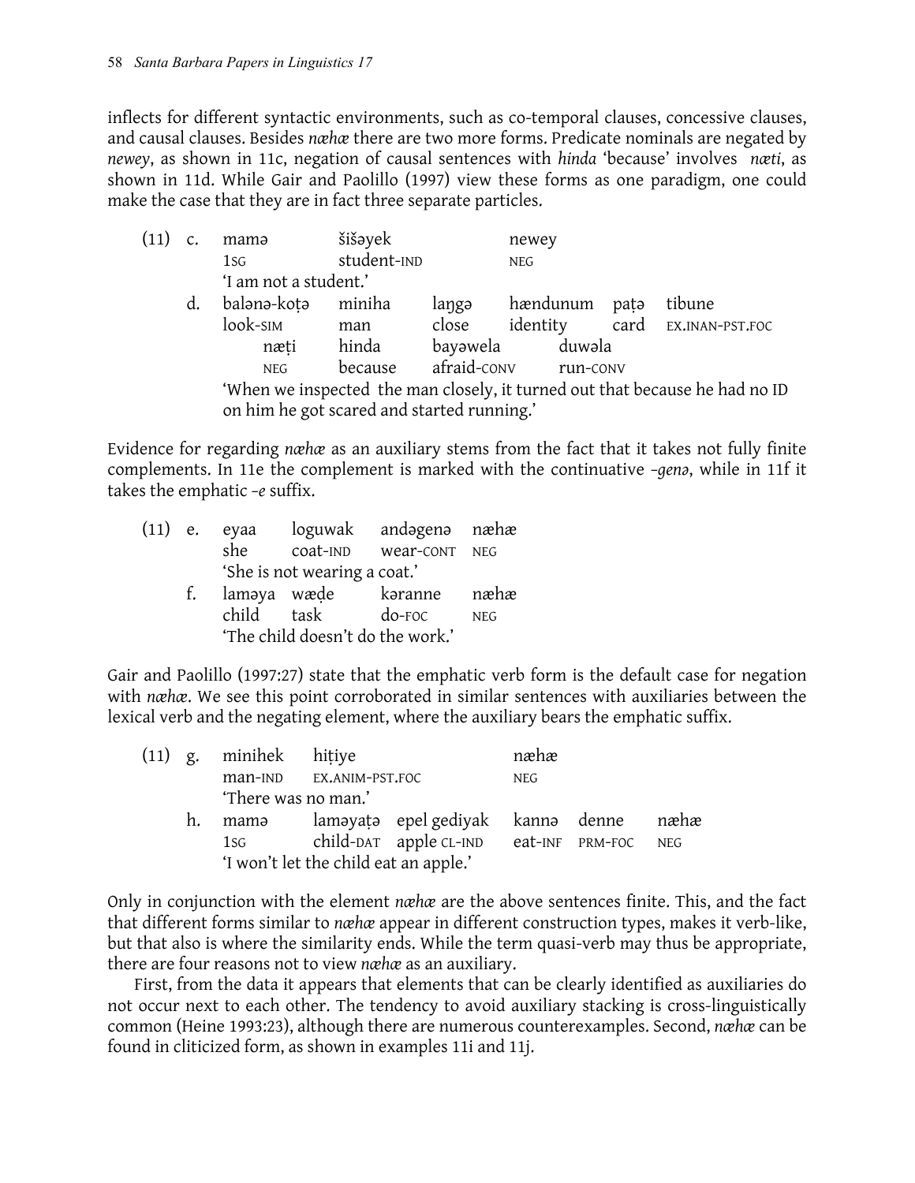inflects for different syntactic environments, such as co-temporal clauses, concessive clauses, and causal clauses. Besides *næhæ* there are two more forms. Predicate nominals are negated by *newey*, as shown in 11c, negation of causal sentences with *hinda* 'because' involves *næti*, as shown in 11d. While Gair and Paolillo (1997) view these forms as one paradigm, one could make the case that they are in fact three separate particles.

(11) c. mamə šišəyek newey
1SG student-IND NEG
'I am not a student.'

d. balənə-koṭə miniha laŋgə hændunum paṭə tibune
look-SIM man close identity card EX.INAN-PST.FOC
næṭi hinda bayəwela duwəla
NEG because afraid-CONV run-CONV
'When we inspected the man closely, it turned out that because he had no ID on him he got scared and started running.'

Evidence for regarding *næhæ* as an auxiliary stems from the fact that it takes not fully finite complements. In 11e the complement is marked with the continuative *-genə*, while in 11f it takes the emphatic *-e* suffix.

(11) e. eyaa loguwak andəgenə næhæ
she coat-IND wear-CONT NEG
'She is not wearing a coat.'

f. laməya wæḍe kəranne næhæ
child task do-FOC NEG
'The child doesn't do the work.'

Gair and Paolillo (1997:27) state that the emphatic verb form is the default case for negation with *næhæ*. We see this point corroborated in similar sentences with auxiliaries between the lexical verb and the negating element, where the auxiliary bears the emphatic suffix.

(11) g. minihek hiṭiye næhæ
man-IND EX.ANIM-PST.FOC NEG
'There was no man.'

h. mamə laməyaṭə epel gediyak kannə denne næhæ
1SG child-DAT apple CL-IND eat-INF PRM-FOC NEG
'I won't let the child eat an apple.'

Only in conjunction with the element *næhæ* are the above sentences finite. This, and the fact that different forms similar to *næhæ* appear in different construction types, makes it verb-like, but that also is where the similarity ends. While the term quasi-verb may thus be appropriate, there are four reasons not to view *næhæ* as an auxiliary.

First, from the data it appears that elements that can be clearly identified as auxiliaries do not occur next to each other. The tendency to avoid auxiliary stacking is cross-linguistically common (Heine 1993:23), although there are numerous counterexamples. Second, *næhæ* can be found in cliticized form, as shown in examples 11i and 11j.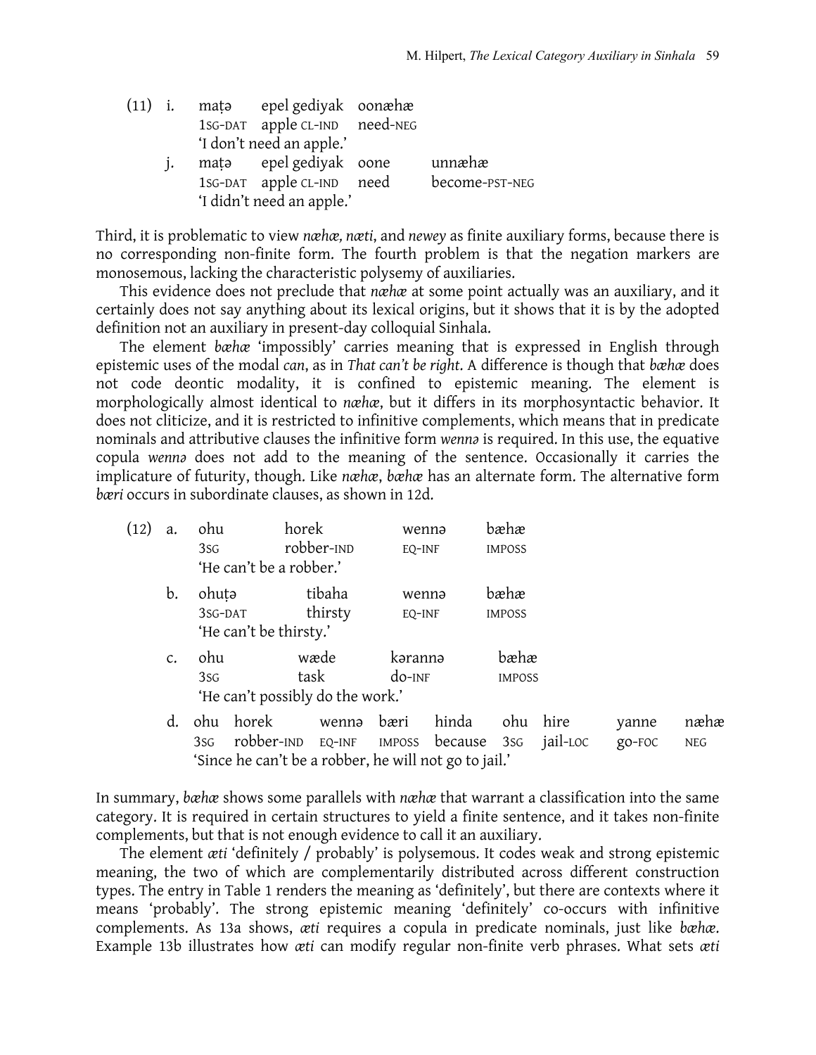(11) i. maṭə epel gediyak oonæhæ
1SG-DAT apple CL-IND need-NEG
'I don't need an apple.'

j. maṭə epel gediyak oone unnæhæ
1SG-DAT apple CL-IND need become-PST-NEG
'I didn't need an apple.'

Third, it is problematic to view *næhæ, næti*, and *newey* as finite auxiliary forms, because there is no corresponding non-finite form. The fourth problem is that the negation markers are monosemous, lacking the characteristic polysemy of auxiliaries.

This evidence does not preclude that *næhæ* at some point actually was an auxiliary, and it certainly does not say anything about its lexical origins, but it shows that it is by the adopted definition not an auxiliary in present-day colloquial Sinhala.

The element *bæhæ* 'impossibly' carries meaning that is expressed in English through epistemic uses of the modal *can*, as in *That can't be right*. A difference is though that *bæhæ* does not code deontic modality, it is confined to epistemic meaning. The element is morphologically almost identical to *næhæ*, but it differs in its morphosyntactic behavior. It does not cliticize, and it is restricted to infinitive complements, which means that in predicate nominals and attributive clauses the infinitive form *wennə* is required. In this use, the equative copula *wennə* does not add to the meaning of the sentence. Occasionally it carries the implicature of futurity, though. Like *næhæ*, *bæhæ* has an alternate form. The alternative form *bæri* occurs in subordinate clauses, as shown in 12d.

(12) a. ohu horek wennə bæhæ
3SG robber-IND EQ-INF IMPOSS
'He can't be a robber.'

b. ohuṭə tibaha wennə bæhæ
3SG-DAT thirsty EQ-INF IMPOSS
'He can't be thirsty.'

c. ohu wæde kərannə bæhæ
3SG task do-INF IMPOSS
'He can't possibly do the work.'

d. ohu horek wennə bæri hinda ohu hire yanne næhæ
3SG robber-IND EQ-INF IMPOSS because 3SG jail-LOC go-FOC NEG
'Since he can't be a robber, he will not go to jail.'

In summary, *bæhæ* shows some parallels with *næhæ* that warrant a classification into the same category. It is required in certain structures to yield a finite sentence, and it takes non-finite complements, but that is not enough evidence to call it an auxiliary.

The element *æti* 'definitely / probably' is polysemous. It codes weak and strong epistemic meaning, the two of which are complementarily distributed across different construction types. The entry in Table 1 renders the meaning as 'definitely', but there are contexts where it means 'probably'. The strong epistemic meaning 'definitely' co-occurs with infinitive complements. As 13a shows, *æti* requires a copula in predicate nominals, just like *bæhæ*. Example 13b illustrates how *æti* can modify regular non-finite verb phrases. What sets *æti*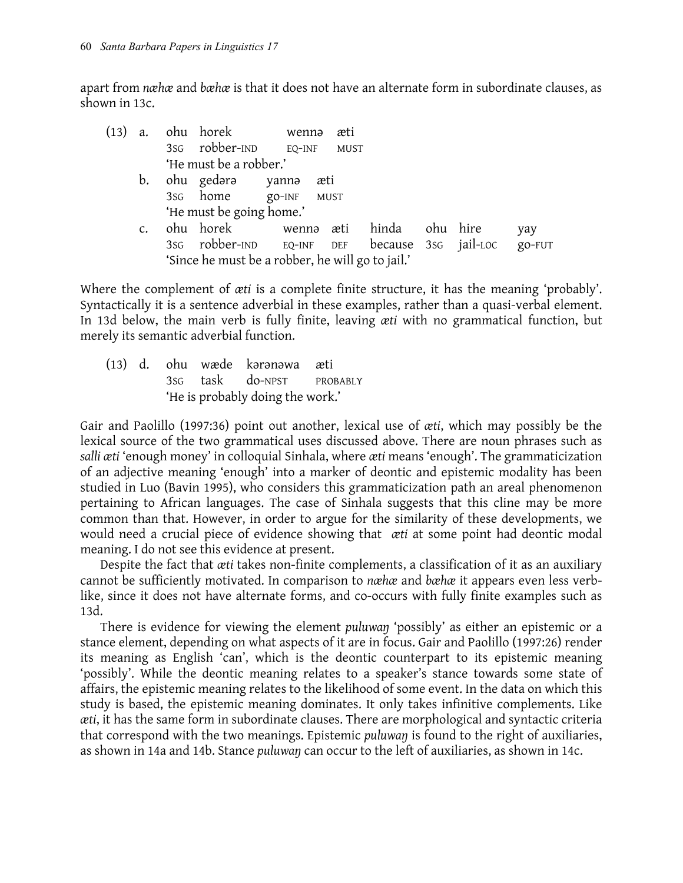apart from *næhæ* and *bæhæ* is that it does not have an alternate form in subordinate clauses, as shown in 13c.

(13) a. ohu horek wennə æti
   3SG robber-IND EQ-INF MUST
   'He must be a robber.'

b. ohu gedərə yannə æti
   3SG home go-INF MUST
   'He must be going home.'

c. ohu horek wennə æti hinda ohu hire yay
   3SG robber-IND EQ-INF DEF because 3SG jail-LOC go-FUT
   'Since he must be a robber, he will go to jail.'

Where the complement of *æti* is a complete finite structure, it has the meaning 'probably'. Syntactically it is a sentence adverbial in these examples, rather than a quasi-verbal element. In 13d below, the main verb is fully finite, leaving *æti* with no grammatical function, but merely its semantic adverbial function.

(13) d. ohu wæde kərənəwa æti
   3SG task do-NPST PROBABLY
   'He is probably doing the work.'

Gair and Paolillo (1997:36) point out another, lexical use of *æti*, which may possibly be the lexical source of the two grammatical uses discussed above. There are noun phrases such as *salli æti* 'enough money' in colloquial Sinhala, where *æti* means 'enough'. The grammaticization of an adjective meaning 'enough' into a marker of deontic and epistemic modality has been studied in Luo (Bavin 1995), who considers this grammaticization path an areal phenomenon pertaining to African languages. The case of Sinhala suggests that this cline may be more common than that. However, in order to argue for the similarity of these developments, we would need a crucial piece of evidence showing that *æti* at some point had deontic modal meaning. I do not see this evidence at present.

Despite the fact that *æti* takes non-finite complements, a classification of it as an auxiliary cannot be sufficiently motivated. In comparison to *næhæ* and *bæhæ* it appears even less verb-like, since it does not have alternate forms, and co-occurs with fully finite examples such as 13d.

There is evidence for viewing the element *puluwaŋ* 'possibly' as either an epistemic or a stance element, depending on what aspects of it are in focus. Gair and Paolillo (1997:26) render its meaning as English 'can', which is the deontic counterpart to its epistemic meaning 'possibly'. While the deontic meaning relates to a speaker's stance towards some state of affairs, the epistemic meaning relates to the likelihood of some event. In the data on which this study is based, the epistemic meaning dominates. It only takes infinitive complements. Like *æti*, it has the same form in subordinate clauses. There are morphological and syntactic criteria that correspond with the two meanings. Epistemic *puluwaŋ* is found to the right of auxiliaries, as shown in 14a and 14b. Stance *puluwaŋ* can occur to the left of auxiliaries, as shown in 14c.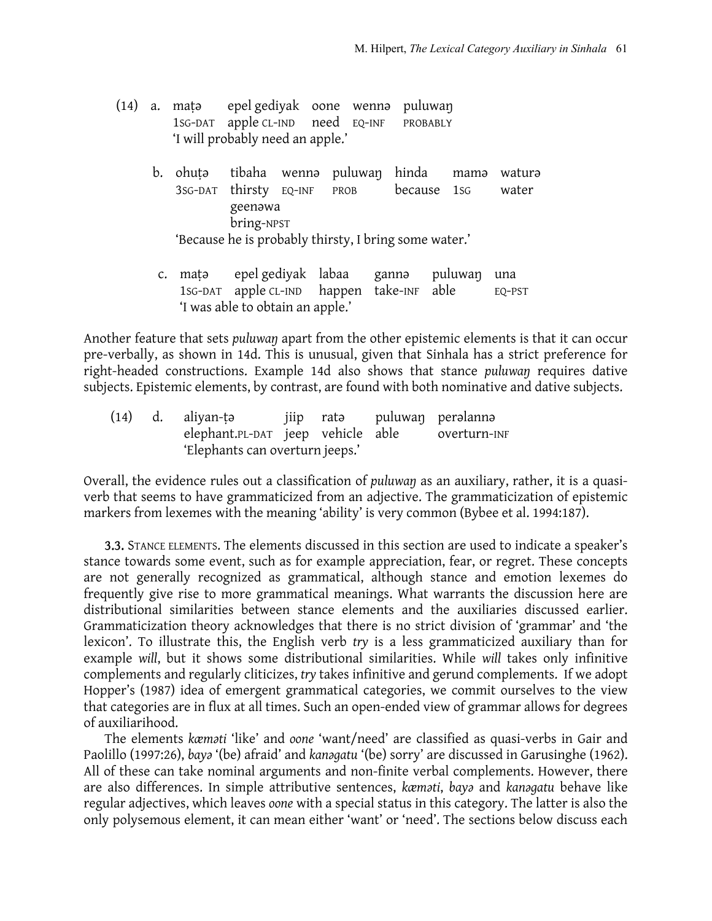(14) a. maṭə epel gediyak oone wennə puluwaŋ
1SG-DAT apple CL-IND need EQ-INF PROBABLY
'I will probably need an apple.'

b. ohuṭə tibaha wennə puluwaŋ hinda mamə waturə geenəwa
3SG-DAT thirsty EQ-INF PROB because 1SG water bring-NPST
'Because he is probably thirsty, I bring some water.'

c. maṭə epel gediyak labaa gannə puluwaŋ una
1SG-DAT apple CL-IND happen take-INF able EQ-PST
'I was able to obtain an apple.'

Another feature that sets *puluwaŋ* apart from the other epistemic elements is that it can occur pre-verbally, as shown in 14d. This is unusual, given that Sinhala has a strict preference for right-headed constructions. Example 14d also shows that stance *puluwaŋ* requires dative subjects. Epistemic elements, by contrast, are found with both nominative and dative subjects.

(14) d. aliyan-ṭə jiip ratə puluwaŋ perəlannə
elephant.PL-DAT jeep vehicle able overturn-INF
'Elephants can overturn jeeps.'

Overall, the evidence rules out a classification of *puluwaŋ* as an auxiliary, rather, it is a quasi-verb that seems to have grammaticized from an adjective. The grammaticization of epistemic markers from lexemes with the meaning 'ability' is very common (Bybee et al. 1994:187).

**3.3.** STANCE ELEMENTS. The elements discussed in this section are used to indicate a speaker's stance towards some event, such as for example appreciation, fear, or regret. These concepts are not generally recognized as grammatical, although stance and emotion lexemes do frequently give rise to more grammatical meanings. What warrants the discussion here are distributional similarities between stance elements and the auxiliaries discussed earlier. Grammaticization theory acknowledges that there is no strict division of 'grammar' and 'the lexicon'. To illustrate this, the English verb *try* is a less grammaticized auxiliary than for example *will*, but it shows some distributional similarities. While *will* takes only infinitive complements and regularly cliticizes, *try* takes infinitive and gerund complements. If we adopt Hopper's (1987) idea of emergent grammatical categories, we commit ourselves to the view that categories are in flux at all times. Such an open-ended view of grammar allows for degrees of auxiliarihood.

The elements *kæməti* 'like' and *oone* 'want/need' are classified as quasi-verbs in Gair and Paolillo (1997:26), *bayə* '(be) afraid' and *kanəgatu* '(be) sorry' are discussed in Garusinghe (1962). All of these can take nominal arguments and non-finite verbal complements. However, there are also differences. In simple attributive sentences, *kæməti*, *bayə* and *kanəgatu* behave like regular adjectives, which leaves *oone* with a special status in this category. The latter is also the only polysemous element, it can mean either 'want' or 'need'. The sections below discuss each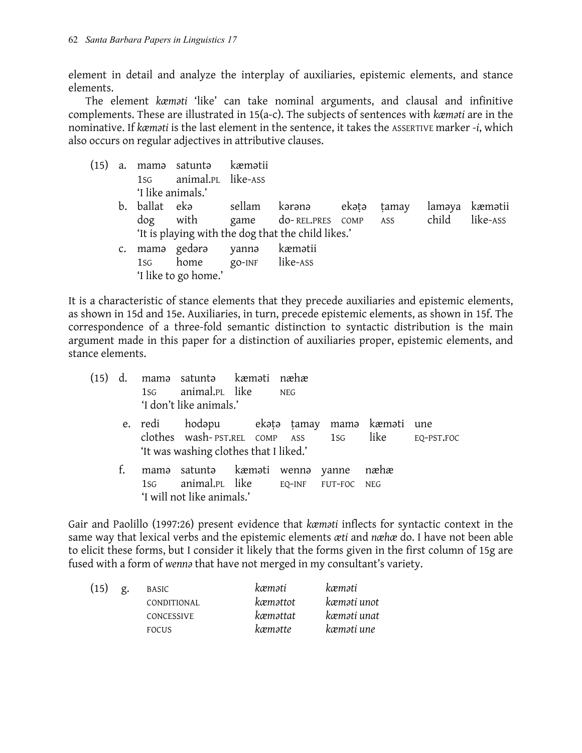element in detail and analyze the interplay of auxiliaries, epistemic elements, and stance elements.

The element *kæməti* 'like' can take nominal arguments, and clausal and infinitive complements. These are illustrated in 15(a-c). The subjects of sentences with *kæməti* are in the nominative. If *kæməti* is the last element in the sentence, it takes the ASSERTIVE marker *-i*, which also occurs on regular adjectives in attributive clauses.

(15) a. mamə satuntə kæmətii
   1SG animal.PL like-ASS
   'I like animals.'

b. ballat ekə sellam kərənə ekəṭə ṭamay laməya kæmətii
   dog with game do-REL.PRES COMP ASS child like-ASS
   'It is playing with the dog that the child likes.'

c. mamə gedərə yannə kæmətii
   1SG home go-INF like-ASS
   'I like to go home.'

It is a characteristic of stance elements that they precede auxiliaries and epistemic elements, as shown in 15d and 15e. Auxiliaries, in turn, precede epistemic elements, as shown in 15f. The correspondence of a three-fold semantic distinction to syntactic distribution is the main argument made in this paper for a distinction of auxiliaries proper, epistemic elements, and stance elements.

(15) d. mamə satuntə kæməti næhæ
   1SG animal.PL like NEG
   'I don't like animals.'

e. redi hodəpu ekəṭə ṭamay mamə kæməti une
   clothes wash-PST.REL COMP ASS 1SG like EQ-PST.FOC
   'It was washing clothes that I liked.'

f. mamə satuntə kæməti wennə yanne næhæ
   1SG animal.PL like EQ-INF FUT-FOC NEG
   'I will not like animals.'

Gair and Paolillo (1997:26) present evidence that *kæməti* inflects for syntactic context in the same way that lexical verbs and the epistemic elements *æti* and *næhæ* do. I have not been able to elicit these forms, but I consider it likely that the forms given in the first column of 15g are fused with a form of *wennə* that have not merged in my consultant's variety.

(15) g.

| | | |
|---|---|---|
| BASIC | *kæməti* | *kæməti* |
| CONDITIONAL | *kæməttot* | *kæməti unot* |
| CONCESSIVE | *kæməttat* | *kæməti unat* |
| FOCUS | *kæmətte* | *kæməti une* |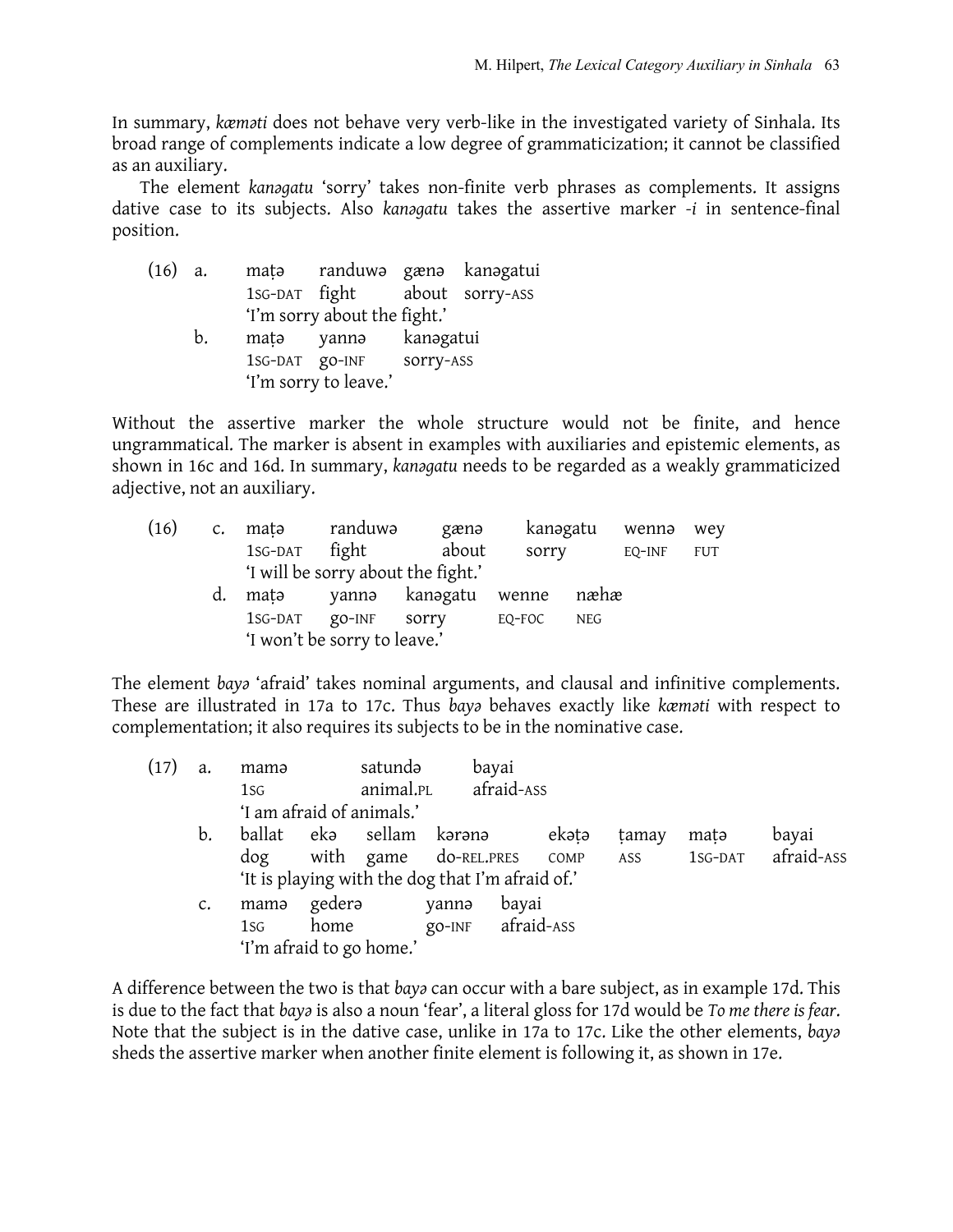In summary, *kæməti* does not behave very verb-like in the investigated variety of Sinhala. Its broad range of complements indicate a low degree of grammaticization; it cannot be classified as an auxiliary.

The element *kanəgatu* 'sorry' takes non-finite verb phrases as complements. It assigns dative case to its subjects. Also *kanəgatu* takes the assertive marker *-i* in sentence-final position.

(16) a. maṭə randuwə gænə kanəgatui
 1SG-DAT fight about sorry-ASS
 'I'm sorry about the fight.'

 b. maṭə yannə kanəgatui
 1SG-DAT go-INF sorry-ASS
 'I'm sorry to leave.'

Without the assertive marker the whole structure would not be finite, and hence ungrammatical. The marker is absent in examples with auxiliaries and epistemic elements, as shown in 16c and 16d. In summary, *kanəgatu* needs to be regarded as a weakly grammaticized adjective, not an auxiliary.

(16) c. maṭə randuwə gænə kanəgatu wennə wey
 1SG-DAT fight about sorry EQ-INF FUT
 'I will be sorry about the fight.'

 d. maṭə yannə kanəgatu wenne næhæ
 1SG-DAT go-INF sorry EQ-FOC NEG
 'I won't be sorry to leave.'

The element *bayə* 'afraid' takes nominal arguments, and clausal and infinitive complements. These are illustrated in 17a to 17c. Thus *bayə* behaves exactly like *kæməti* with respect to complementation; it also requires its subjects to be in the nominative case.

(17) a. mamə satundə bayai
 1SG animal.PL afraid-ASS
 'I am afraid of animals.'

 b. ballat ekə sellam kərənə ekəṭə ṭamay maṭə bayai
 dog with game do-REL.PRES COMP ASS 1SG-DAT afraid-ASS
 'It is playing with the dog that I'm afraid of.'

 c. mamə gederə yannə bayai
 1SG home go-INF afraid-ASS
 'I'm afraid to go home.'

A difference between the two is that *bayə* can occur with a bare subject, as in example 17d. This is due to the fact that *bayə* is also a noun 'fear', a literal gloss for 17d would be *To me there is fear*. Note that the subject is in the dative case, unlike in 17a to 17c. Like the other elements, *bayə* sheds the assertive marker when another finite element is following it, as shown in 17e.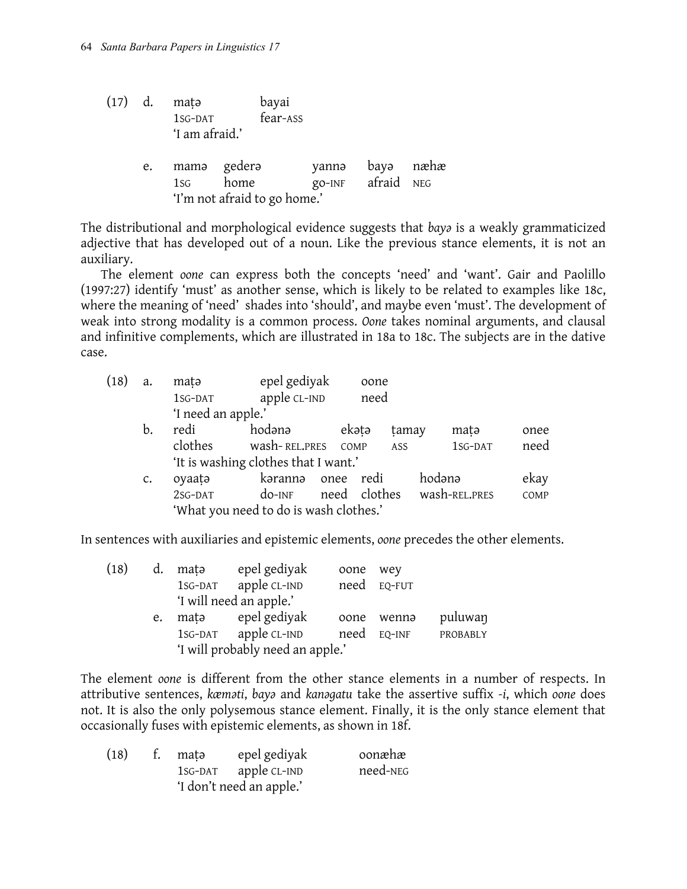(17) d. maṭə bayai
1SG-DAT fear-ASS
'I am afraid.'

e. mamə gederə yannə bayə næhæ
1SG home go-INF afraid NEG
'I'm not afraid to go home.'

The distributional and morphological evidence suggests that *bayə* is a weakly grammaticized adjective that has developed out of a noun. Like the previous stance elements, it is not an auxiliary.

The element *oone* can express both the concepts 'need' and 'want'. Gair and Paolillo (1997:27) identify 'must' as another sense, which is likely to be related to examples like 18c, where the meaning of 'need' shades into 'should', and maybe even 'must'. The development of weak into strong modality is a common process. *Oone* takes nominal arguments, and clausal and infinitive complements, which are illustrated in 18a to 18c. The subjects are in the dative case.

(18) a. maṭə epel gediyak oone
1SG-DAT apple CL-IND need
'I need an apple.'

b. redi hodənə ekəṭə ṭamay maṭə onee
clothes wash-REL.PRES COMP ASS 1SG-DAT need
'It is washing clothes that I want.'

c. oyaaṭə kərannə onee redi hodənə ekay
2SG-DAT do-INF need clothes wash-REL.PRES COMP
'What you need to do is wash clothes.'

In sentences with auxiliaries and epistemic elements, *oone* precedes the other elements.

(18) d. maṭə epel gediyak oone wey
1SG-DAT apple CL-IND need EQ-FUT
'I will need an apple.'

e. maṭə epel gediyak oone wennə puluwaŋ
1SG-DAT apple CL-IND need EQ-INF PROBABLY
'I will probably need an apple.'

The element *oone* is different from the other stance elements in a number of respects. In attributive sentences, *kæməti*, *bayə* and *kanəgatu* take the assertive suffix *-i*, which *oone* does not. It is also the only polysemous stance element. Finally, it is the only stance element that occasionally fuses with epistemic elements, as shown in 18f.

(18) f. maṭə epel gediyak oonæhæ
1SG-DAT apple CL-IND need-NEG
'I don't need an apple.'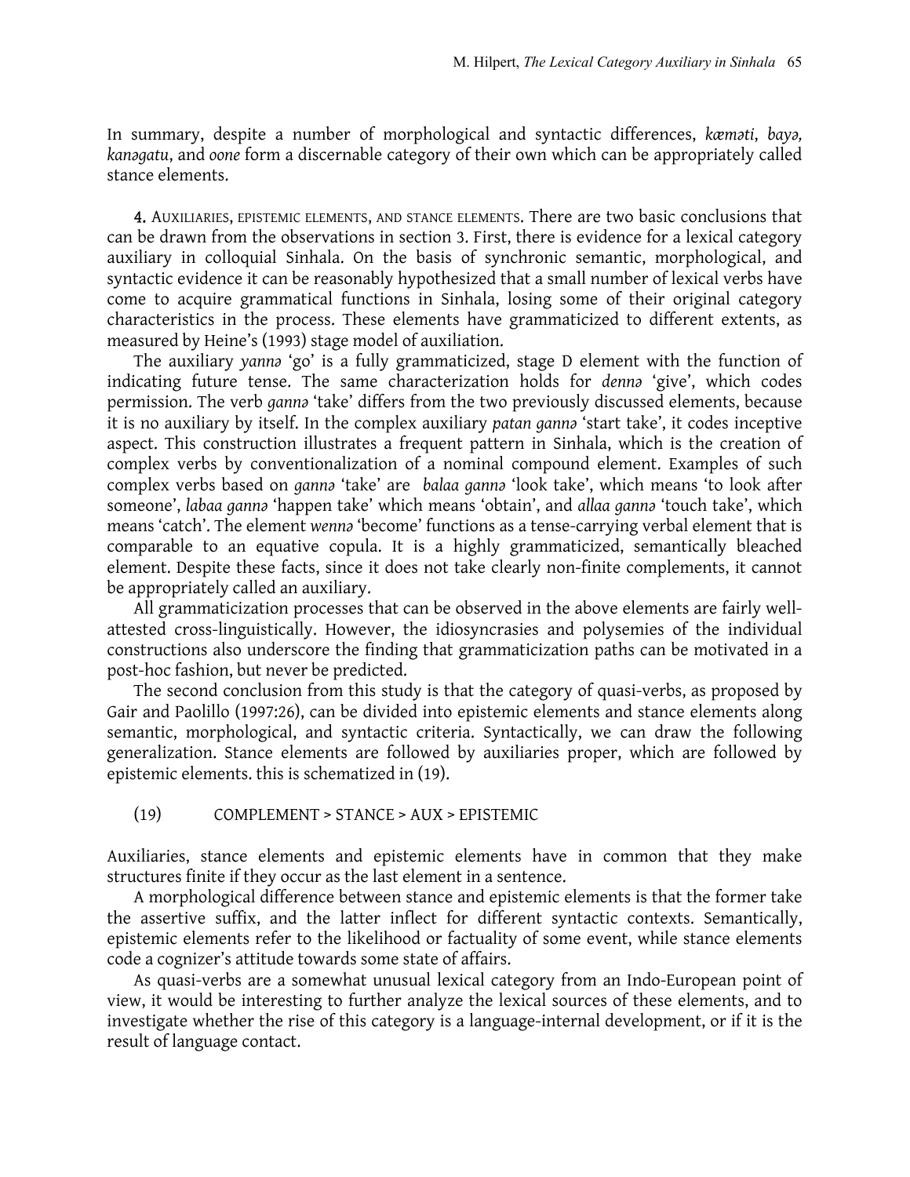In summary, despite a number of morphological and syntactic differences, *kæməti*, *bayə,* *kanəgatu*, and *oone* form a discernable category of their own which can be appropriately called stance elements.

## 4. Auxiliaries, epistemic elements, and stance elements.

There are two basic conclusions that can be drawn from the observations in section 3. First, there is evidence for a lexical category auxiliary in colloquial Sinhala. On the basis of synchronic semantic, morphological, and syntactic evidence it can be reasonably hypothesized that a small number of lexical verbs have come to acquire grammatical functions in Sinhala, losing some of their original category characteristics in the process. These elements have grammaticized to different extents, as measured by Heine's (1993) stage model of auxiliation.

The auxiliary *yannə* 'go' is a fully grammaticized, stage D element with the function of indicating future tense. The same characterization holds for *dennə* 'give', which codes permission. The verb *gannə* 'take' differs from the two previously discussed elements, because it is no auxiliary by itself. In the complex auxiliary *patan gannə* 'start take', it codes inceptive aspect. This construction illustrates a frequent pattern in Sinhala, which is the creation of complex verbs by conventionalization of a nominal compound element. Examples of such complex verbs based on *gannə* 'take' are *balaa gannə* 'look take', which means 'to look after someone', *labaa gannə* 'happen take' which means 'obtain', and *allaa gannə* 'touch take', which means 'catch'. The element *wennə* 'become' functions as a tense-carrying verbal element that is comparable to an equative copula. It is a highly grammaticized, semantically bleached element. Despite these facts, since it does not take clearly non-finite complements, it cannot be appropriately called an auxiliary.

All grammaticization processes that can be observed in the above elements are fairly well-attested cross-linguistically. However, the idiosyncrasies and polysemies of the individual constructions also underscore the finding that grammaticization paths can be motivated in a post-hoc fashion, but never be predicted.

The second conclusion from this study is that the category of quasi-verbs, as proposed by Gair and Paolillo (1997:26), can be divided into epistemic elements and stance elements along semantic, morphological, and syntactic criteria. Syntactically, we can draw the following generalization. Stance elements are followed by auxiliaries proper, which are followed by epistemic elements. this is schematized in (19).

(19) COMPLEMENT > STANCE > AUX > EPISTEMIC

Auxiliaries, stance elements and epistemic elements have in common that they make structures finite if they occur as the last element in a sentence.

A morphological difference between stance and epistemic elements is that the former take the assertive suffix, and the latter inflect for different syntactic contexts. Semantically, epistemic elements refer to the likelihood or factuality of some event, while stance elements code a cognizer's attitude towards some state of affairs.

As quasi-verbs are a somewhat unusual lexical category from an Indo-European point of view, it would be interesting to further analyze the lexical sources of these elements, and to investigate whether the rise of this category is a language-internal development, or if it is the result of language contact.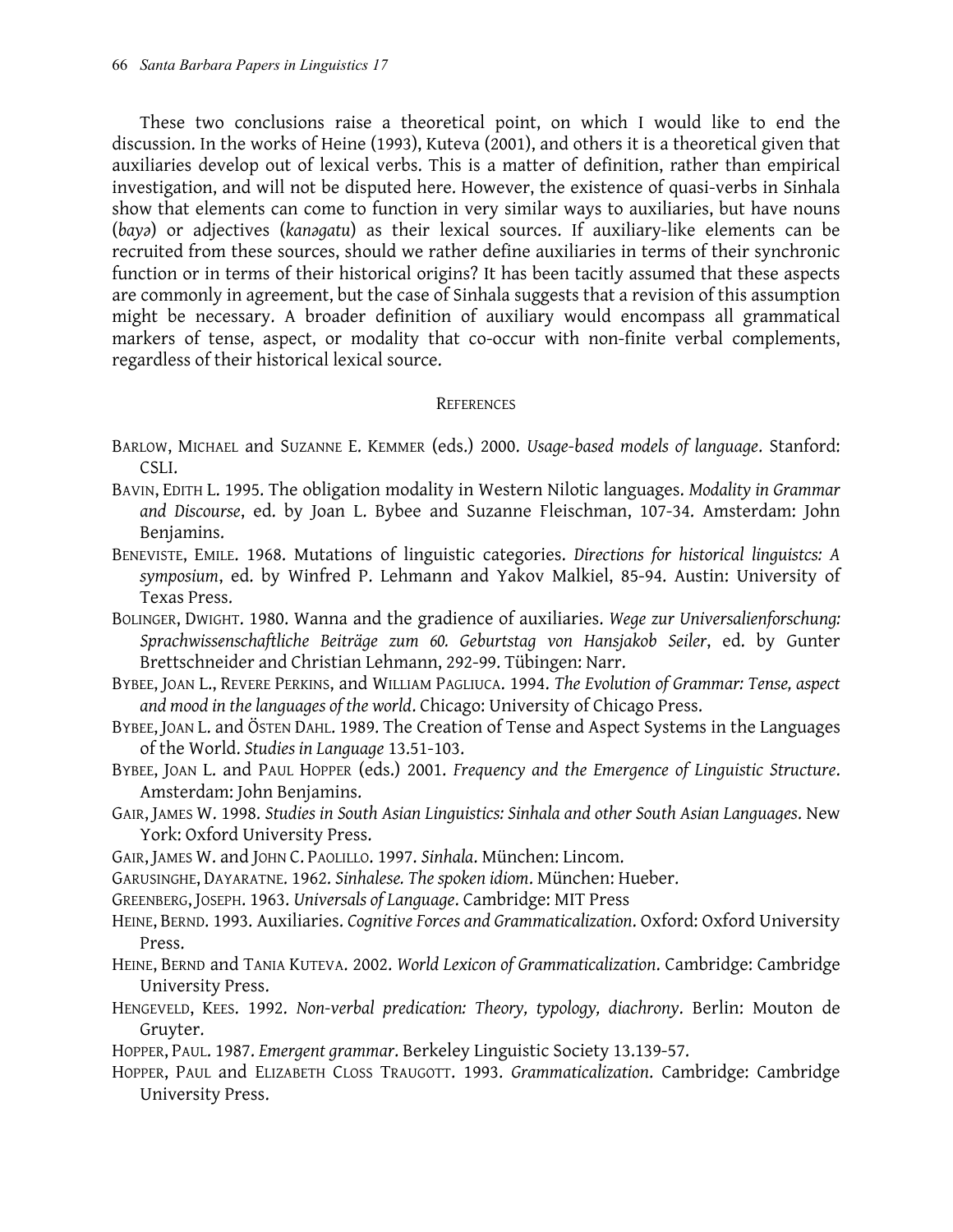These two conclusions raise a theoretical point, on which I would like to end the discussion. In the works of Heine (1993), Kuteva (2001), and others it is a theoretical given that auxiliaries develop out of lexical verbs. This is a matter of definition, rather than empirical investigation, and will not be disputed here. However, the existence of quasi-verbs in Sinhala show that elements can come to function in very similar ways to auxiliaries, but have nouns (*bayə*) or adjectives (*kanəgatu*) as their lexical sources. If auxiliary-like elements can be recruited from these sources, should we rather define auxiliaries in terms of their synchronic function or in terms of their historical origins? It has been tacitly assumed that these aspects are commonly in agreement, but the case of Sinhala suggests that a revision of this assumption might be necessary. A broader definition of auxiliary would encompass all grammatical markers of tense, aspect, or modality that co-occur with non-finite verbal complements, regardless of their historical lexical source.

## REFERENCES

BARLOW, MICHAEL and SUZANNE E. KEMMER (eds.) 2000. *Usage-based models of language*. Stanford: CSLI.

BAVIN, EDITH L. 1995. The obligation modality in Western Nilotic languages. *Modality in Grammar and Discourse*, ed. by Joan L. Bybee and Suzanne Fleischman, 107-34. Amsterdam: John Benjamins.

BENEVISTE, EMILE. 1968. Mutations of linguistic categories. *Directions for historical linguistcs: A symposium*, ed. by Winfred P. Lehmann and Yakov Malkiel, 85-94. Austin: University of Texas Press.

BOLINGER, DWIGHT. 1980. Wanna and the gradience of auxiliaries. *Wege zur Universalienforschung: Sprachwissenschaftliche Beiträge zum 60. Geburtstag von Hansjakob Seiler*, ed. by Gunter Brettschneider and Christian Lehmann, 292-99. Tübingen: Narr.

BYBEE, JOAN L., REVERE PERKINS, and WILLIAM PAGLIUCA. 1994. *The Evolution of Grammar: Tense, aspect and mood in the languages of the world*. Chicago: University of Chicago Press.

BYBEE, JOAN L. and ÖSTEN DAHL. 1989. The Creation of Tense and Aspect Systems in the Languages of the World. *Studies in Language* 13.51-103.

BYBEE, JOAN L. and PAUL HOPPER (eds.) 2001. *Frequency and the Emergence of Linguistic Structure*. Amsterdam: John Benjamins.

GAIR, JAMES W. 1998. *Studies in South Asian Linguistics: Sinhala and other South Asian Languages*. New York: Oxford University Press.

GAIR, JAMES W. and JOHN C. PAOLILLO. 1997. *Sinhala*. München: Lincom.

GARUSINGHE, DAYARATNE. 1962. *Sinhalese. The spoken idiom*. München: Hueber.

GREENBERG, JOSEPH. 1963. *Universals of Language*. Cambridge: MIT Press

HEINE, BERND. 1993. Auxiliaries. *Cognitive Forces and Grammaticalization*. Oxford: Oxford University Press.

HEINE, BERND and TANIA KUTEVA. 2002. *World Lexicon of Grammaticalization*. Cambridge: Cambridge University Press.

HENGEVELD, KEES. 1992. *Non-verbal predication: Theory, typology, diachrony*. Berlin: Mouton de Gruyter.

HOPPER, PAUL. 1987. *Emergent grammar*. Berkeley Linguistic Society 13.139-57.

HOPPER, PAUL and ELIZABETH CLOSS TRAUGOTT. 1993. *Grammaticalization*. Cambridge: Cambridge University Press.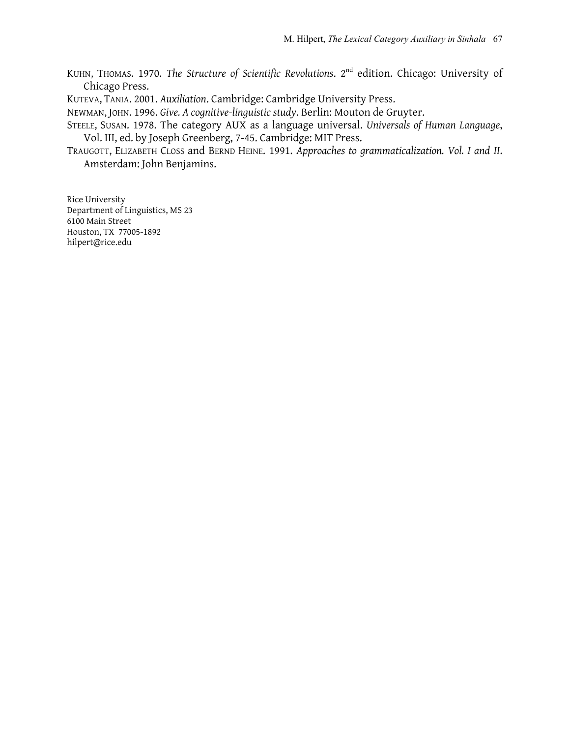KUHN, THOMAS. 1970. *The Structure of Scientific Revolutions*. 2nd edition. Chicago: University of Chicago Press.

KUTEVA, TANIA. 2001. *Auxiliation*. Cambridge: Cambridge University Press.

NEWMAN, JOHN. 1996. *Give. A cognitive-linguistic study*. Berlin: Mouton de Gruyter.

STEELE, SUSAN. 1978. The category AUX as a language universal. *Universals of Human Language*, Vol. III, ed. by Joseph Greenberg, 7-45. Cambridge: MIT Press.

TRAUGOTT, ELIZABETH CLOSS and BERND HEINE. 1991. *Approaches to grammaticalization. Vol. I and II*. Amsterdam: John Benjamins.

Rice University
Department of Linguistics, MS 23
6100 Main Street
Houston, TX 77005-1892
hilpert@rice.edu